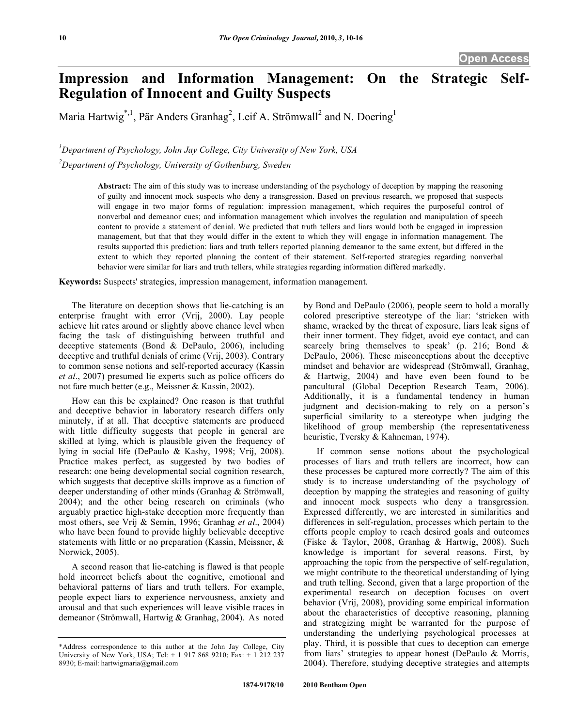# Impression and Information Management: On the Strategic Self-Regulation of Innocent and Guilty Suspects

Maria Hartwig[*,1], Pär Anders Granhag[2], Leif A. Strömwall[2] and N. Doering[1]

[1]Department of Psychology, John Jay College, City University of New York, USA

[2]Department of Psychology, University of Gothenburg, Sweden

**Abstract:** The aim of this study was to increase understanding of the psychology of deception by mapping the reasoning of guilty and innocent mock suspects who deny a transgression. Based on previous research, we proposed that suspects will engage in two major forms of regulation: impression management, which requires the purposeful control of nonverbal and demeanor cues; and information management which involves the regulation and manipulation of speech content to provide a statement of denial. We predicted that truth tellers and liars would both be engaged in impression management, but that that they would differ in the extent to which they will engage in information management. The results supported this prediction: liars and truth tellers reported planning demeanor to the same extent, but differed in the extent to which they reported planning the content of their statement. Self-reported strategies regarding nonverbal behavior were similar for liars and truth tellers, while strategies regarding information differed markedly.

**Keywords:** Suspects' strategies, impression management, information management.

The literature on deception shows that lie-catching is an enterprise fraught with error (Vrij, 2000). Lay people achieve hit rates around or slightly above chance level when facing the task of distinguishing between truthful and deceptive statements (Bond & DePaulo, 2006), including deceptive and truthful denials of crime (Vrij, 2003). Contrary to common sense notions and self-reported accuracy (Kassin *et al*., 2007) presumed lie experts such as police officers do not fare much better (e.g., Meissner & Kassin, 2002).

How can this be explained? One reason is that truthful and deceptive behavior in laboratory research differs only minutely, if at all. That deceptive statements are produced with little difficulty suggests that people in general are skilled at lying, which is plausible given the frequency of lying in social life (DePaulo & Kashy, 1998; Vrij, 2008). Practice makes perfect, as suggested by two bodies of research: one being developmental social cognition research, which suggests that deceptive skills improve as a function of deeper understanding of other minds (Granhag & Strömwall, 2004); and the other being research on criminals (who arguably practice high-stake deception more frequently than most others, see Vrij & Semin, 1996; Granhag *et al*., 2004) who have been found to provide highly believable deceptive statements with little or no preparation (Kassin, Meissner, & Norwick, 2005).

A second reason that lie-catching is flawed is that people hold incorrect beliefs about the cognitive, emotional and behavioral patterns of liars and truth tellers. For example, people expect liars to experience nervousness, anxiety and arousal and that such experiences will leave visible traces in demeanor (Strömwall, Hartwig & Granhag, 2004). As noted by Bond and DePaulo (2006), people seem to hold a morally colored prescriptive stereotype of the liar: 'stricken with shame, wracked by the threat of exposure, liars leak signs of their inner torment. They fidget, avoid eye contact, and can scarcely bring themselves to speak' (p. 216; Bond & DePaulo, 2006). These misconceptions about the deceptive mindset and behavior are widespread (Strömwall, Granhag, & Hartwig, 2004) and have even been found to be pancultural (Global Deception Research Team, 2006). Additionally, it is a fundamental tendency in human judgment and decision-making to rely on a person's superficial similarity to a stereotype when judging the likelihood of group membership (the representativeness heuristic, Tversky & Kahneman, 1974).

If common sense notions about the psychological processes of liars and truth tellers are incorrect, how can these processes be captured more correctly? The aim of this study is to increase understanding of the psychology of deception by mapping the strategies and reasoning of guilty and innocent mock suspects who deny a transgression. Expressed differently, we are interested in similarities and differences in self-regulation, processes which pertain to the efforts people employ to reach desired goals and outcomes (Fiske & Taylor, 2008, Granhag & Hartwig, 2008). Such knowledge is important for several reasons. First, by approaching the topic from the perspective of self-regulation, we might contribute to the theoretical understanding of lying and truth telling. Second, given that a large proportion of the experimental research on deception focuses on overt behavior (Vrij, 2008), providing some empirical information about the characteristics of deceptive reasoning, planning and strategizing might be warranted for the purpose of understanding the underlying psychological processes at play. Third, it is possible that cues to deception can emerge from liars' strategies to appear honest (DePaulo & Morris, 2004). Therefore, studying deceptive strategies and attempts

*Address correspondence to this author at the John Jay College, City University of New York, USA; Tel: + 1 917 868 9210; Fax: + 1 212 237 8930; E-mail: hartwigmaria@gmail.com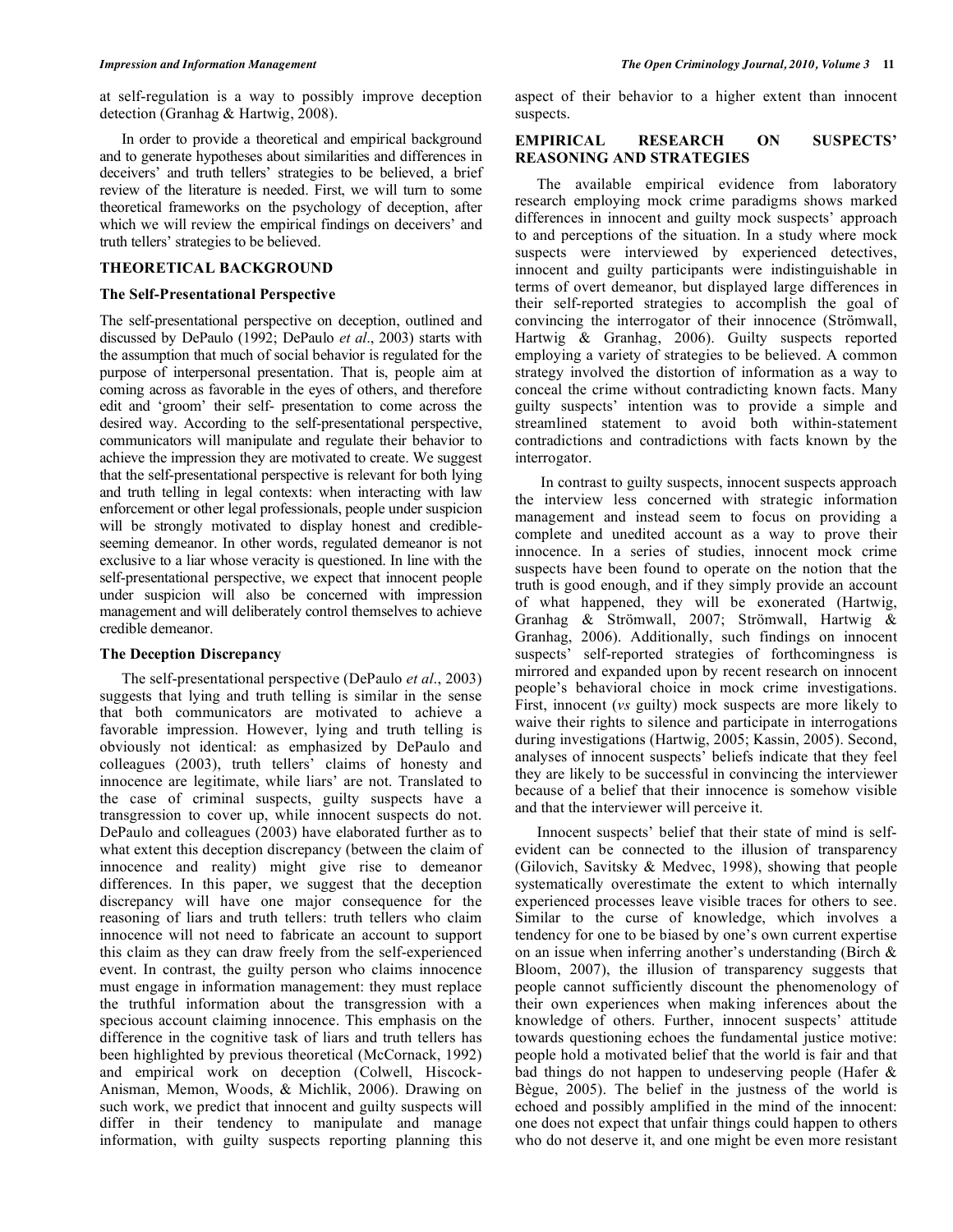at self-regulation is a way to possibly improve deception detection (Granhag & Hartwig, 2008).

In order to provide a theoretical and empirical background and to generate hypotheses about similarities and differences in deceivers' and truth tellers' strategies to be believed, a brief review of the literature is needed. First, we will turn to some theoretical frameworks on the psychology of deception, after which we will review the empirical findings on deceivers' and truth tellers' strategies to be believed.

## THEORETICAL BACKGROUND

### The Self-Presentational Perspective

The self-presentational perspective on deception, outlined and discussed by DePaulo (1992; DePaulo *et al*., 2003) starts with the assumption that much of social behavior is regulated for the purpose of interpersonal presentation. That is, people aim at coming across as favorable in the eyes of others, and therefore edit and 'groom' their self- presentation to come across the desired way. According to the self-presentational perspective, communicators will manipulate and regulate their behavior to achieve the impression they are motivated to create. We suggest that the self-presentational perspective is relevant for both lying and truth telling in legal contexts: when interacting with law enforcement or other legal professionals, people under suspicion will be strongly motivated to display honest and credible-seeming demeanor. In other words, regulated demeanor is not exclusive to a liar whose veracity is questioned. In line with the self-presentational perspective, we expect that innocent people under suspicion will also be concerned with impression management and will deliberately control themselves to achieve credible demeanor.

### The Deception Discrepancy

The self-presentational perspective (DePaulo *et al*., 2003) suggests that lying and truth telling is similar in the sense that both communicators are motivated to achieve a favorable impression. However, lying and truth telling is obviously not identical: as emphasized by DePaulo and colleagues (2003), truth tellers' claims of honesty and innocence are legitimate, while liars' are not. Translated to the case of criminal suspects, guilty suspects have a transgression to cover up, while innocent suspects do not. DePaulo and colleagues (2003) have elaborated further as to what extent this deception discrepancy (between the claim of innocence and reality) might give rise to demeanor differences. In this paper, we suggest that the deception discrepancy will have one major consequence for the reasoning of liars and truth tellers: truth tellers who claim innocence will not need to fabricate an account to support this claim as they can draw freely from the self-experienced event. In contrast, the guilty person who claims innocence must engage in information management: they must replace the truthful information about the transgression with a specious account claiming innocence. This emphasis on the difference in the cognitive task of liars and truth tellers has been highlighted by previous theoretical (McCornack, 1992) and empirical work on deception (Colwell, Hiscock-Anisman, Memon, Woods, & Michlik, 2006). Drawing on such work, we predict that innocent and guilty suspects will differ in their tendency to manipulate and manage information, with guilty suspects reporting planning this aspect of their behavior to a higher extent than innocent suspects.

## EMPIRICAL RESEARCH ON SUSPECTS' REASONING AND STRATEGIES

The available empirical evidence from laboratory research employing mock crime paradigms shows marked differences in innocent and guilty mock suspects' approach to and perceptions of the situation. In a study where mock suspects were interviewed by experienced detectives, innocent and guilty participants were indistinguishable in terms of overt demeanor, but displayed large differences in their self-reported strategies to accomplish the goal of convincing the interrogator of their innocence (Strömwall, Hartwig & Granhag, 2006). Guilty suspects reported employing a variety of strategies to be believed. A common strategy involved the distortion of information as a way to conceal the crime without contradicting known facts. Many guilty suspects' intention was to provide a simple and streamlined statement to avoid both within-statement contradictions and contradictions with facts known by the interrogator.

In contrast to guilty suspects, innocent suspects approach the interview less concerned with strategic information management and instead seem to focus on providing a complete and unedited account as a way to prove their innocence. In a series of studies, innocent mock crime suspects have been found to operate on the notion that the truth is good enough, and if they simply provide an account of what happened, they will be exonerated (Hartwig, Granhag & Strömwall, 2007; Strömwall, Hartwig & Granhag, 2006). Additionally, such findings on innocent suspects' self-reported strategies of forthcomingness is mirrored and expanded upon by recent research on innocent people's behavioral choice in mock crime investigations. First, innocent (*vs* guilty) mock suspects are more likely to waive their rights to silence and participate in interrogations during investigations (Hartwig, 2005; Kassin, 2005). Second, analyses of innocent suspects' beliefs indicate that they feel they are likely to be successful in convincing the interviewer because of a belief that their innocence is somehow visible and that the interviewer will perceive it.

Innocent suspects' belief that their state of mind is self-evident can be connected to the illusion of transparency (Gilovich, Savitsky & Medvec, 1998), showing that people systematically overestimate the extent to which internally experienced processes leave visible traces for others to see. Similar to the curse of knowledge, which involves a tendency for one to be biased by one's own current expertise on an issue when inferring another's understanding (Birch & Bloom, 2007), the illusion of transparency suggests that people cannot sufficiently discount the phenomenology of their own experiences when making inferences about the knowledge of others. Further, innocent suspects' attitude towards questioning echoes the fundamental justice motive: people hold a motivated belief that the world is fair and that bad things do not happen to undeserving people (Hafer & Bègue, 2005). The belief in the justness of the world is echoed and possibly amplified in the mind of the innocent: one does not expect that unfair things could happen to others who do not deserve it, and one might be even more resistant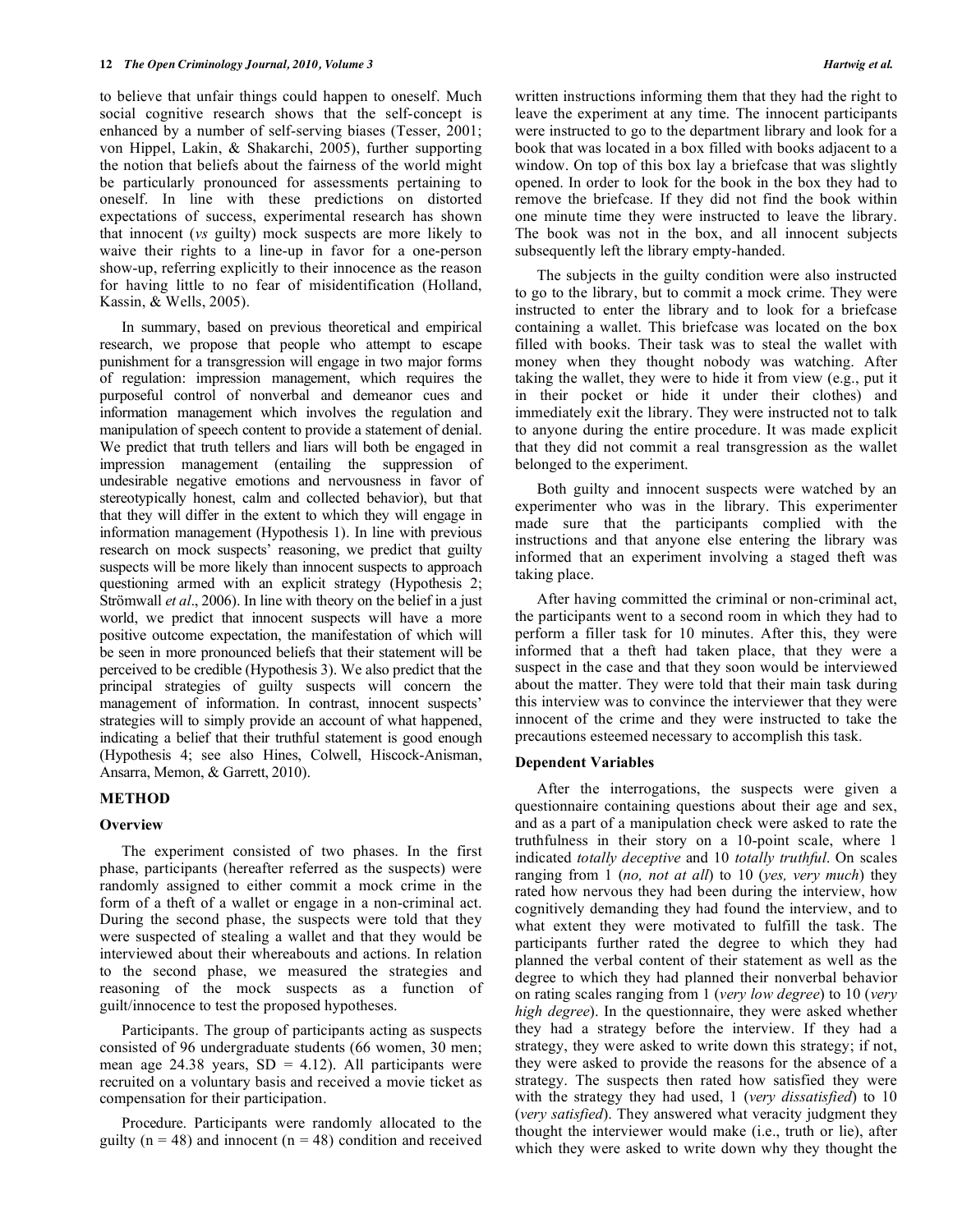to believe that unfair things could happen to oneself. Much social cognitive research shows that the self-concept is enhanced by a number of self-serving biases (Tesser, 2001; von Hippel, Lakin, & Shakarchi, 2005), further supporting the notion that beliefs about the fairness of the world might be particularly pronounced for assessments pertaining to oneself. In line with these predictions on distorted expectations of success, experimental research has shown that innocent (*vs* guilty) mock suspects are more likely to waive their rights to a line-up in favor for a one-person show-up, referring explicitly to their innocence as the reason for having little to no fear of misidentification (Holland, Kassin, & Wells, 2005).

In summary, based on previous theoretical and empirical research, we propose that people who attempt to escape punishment for a transgression will engage in two major forms of regulation: impression management, which requires the purposeful control of nonverbal and demeanor cues and information management which involves the regulation and manipulation of speech content to provide a statement of denial. We predict that truth tellers and liars will both be engaged in impression management (entailing the suppression of undesirable negative emotions and nervousness in favor of stereotypically honest, calm and collected behavior), but that that they will differ in the extent to which they will engage in information management (Hypothesis 1). In line with previous research on mock suspects' reasoning, we predict that guilty suspects will be more likely than innocent suspects to approach questioning armed with an explicit strategy (Hypothesis 2; Strömwall *et al*., 2006). In line with theory on the belief in a just world, we predict that innocent suspects will have a more positive outcome expectation, the manifestation of which will be seen in more pronounced beliefs that their statement will be perceived to be credible (Hypothesis 3). We also predict that the principal strategies of guilty suspects will concern the management of information. In contrast, innocent suspects' strategies will to simply provide an account of what happened, indicating a belief that their truthful statement is good enough (Hypothesis 4; see also Hines, Colwell, Hiscock-Anisman, Ansarra, Memon, & Garrett, 2010).

## METHOD

### Overview

The experiment consisted of two phases. In the first phase, participants (hereafter referred as the suspects) were randomly assigned to either commit a mock crime in the form of a theft of a wallet or engage in a non-criminal act. During the second phase, the suspects were told that they were suspected of stealing a wallet and that they would be interviewed about their whereabouts and actions. In relation to the second phase, we measured the strategies and reasoning of the mock suspects as a function of guilt/innocence to test the proposed hypotheses.

Participants. The group of participants acting as suspects consisted of 96 undergraduate students (66 women, 30 men; mean age 24.38 years, SD = 4.12). All participants were recruited on a voluntary basis and received a movie ticket as compensation for their participation.

Procedure. Participants were randomly allocated to the guilty (n = 48) and innocent (n = 48) condition and received written instructions informing them that they had the right to leave the experiment at any time. The innocent participants were instructed to go to the department library and look for a book that was located in a box filled with books adjacent to a window. On top of this box lay a briefcase that was slightly opened. In order to look for the book in the box they had to remove the briefcase. If they did not find the book within one minute time they were instructed to leave the library. The book was not in the box, and all innocent subjects subsequently left the library empty-handed.

The subjects in the guilty condition were also instructed to go to the library, but to commit a mock crime. They were instructed to enter the library and to look for a briefcase containing a wallet. This briefcase was located on the box filled with books. Their task was to steal the wallet with money when they thought nobody was watching. After taking the wallet, they were to hide it from view (e.g., put it in their pocket or hide it under their clothes) and immediately exit the library. They were instructed not to talk to anyone during the entire procedure. It was made explicit that they did not commit a real transgression as the wallet belonged to the experiment.

Both guilty and innocent suspects were watched by an experimenter who was in the library. This experimenter made sure that the participants complied with the instructions and that anyone else entering the library was informed that an experiment involving a staged theft was taking place.

After having committed the criminal or non-criminal act, the participants went to a second room in which they had to perform a filler task for 10 minutes. After this, they were informed that a theft had taken place, that they were a suspect in the case and that they soon would be interviewed about the matter. They were told that their main task during this interview was to convince the interviewer that they were innocent of the crime and they were instructed to take the precautions esteemed necessary to accomplish this task.

### Dependent Variables

After the interrogations, the suspects were given a questionnaire containing questions about their age and sex, and as a part of a manipulation check were asked to rate the truthfulness in their story on a 10-point scale, where 1 indicated *totally deceptive* and 10 *totally truthful*. On scales ranging from 1 (*no, not at all*) to 10 (*yes, very much*) they rated how nervous they had been during the interview, how cognitively demanding they had found the interview, and to what extent they were motivated to fulfill the task. The participants further rated the degree to which they had planned the verbal content of their statement as well as the degree to which they had planned their nonverbal behavior on rating scales ranging from 1 (*very low degree*) to 10 (*very high degree*). In the questionnaire, they were asked whether they had a strategy before the interview. If they had a strategy, they were asked to write down this strategy; if not, they were asked to provide the reasons for the absence of a strategy. The suspects then rated how satisfied they were with the strategy they had used, 1 (*very dissatisfied*) to 10 (*very satisfied*). They answered what veracity judgment they thought the interviewer would make (i.e., truth or lie), after which they were asked to write down why they thought the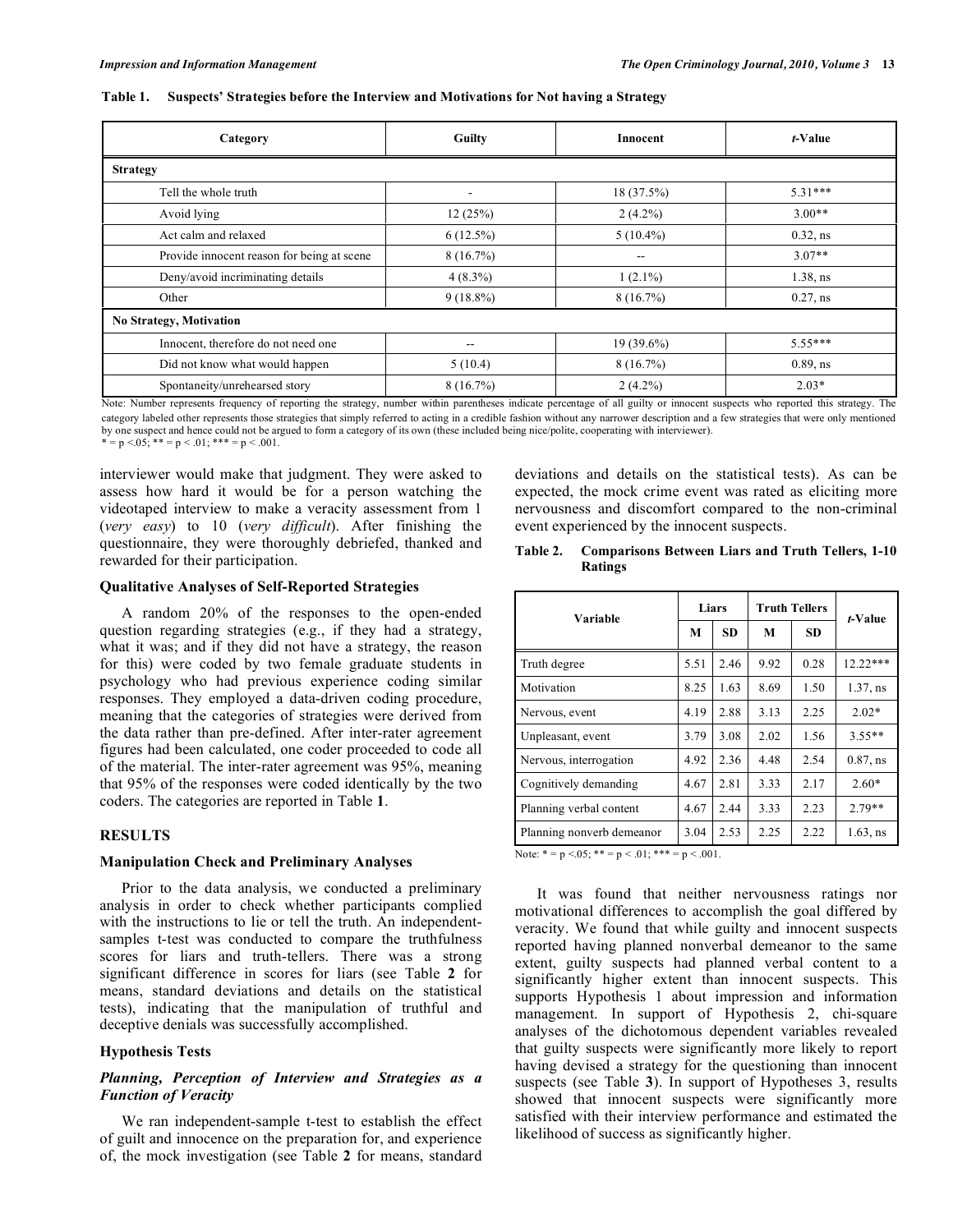**Table 1. Suspects' Strategies before the Interview and Motivations for Not having a Strategy**

| Category | Guilty | Innocent | *t*-Value |
|---|---|---|---|
| **Strategy** | | | |
| Tell the whole truth | - | 18 (37.5%) | 5.31*** |
| Avoid lying | 12 (25%) | 2 (4.2%) | 3.00** |
| Act calm and relaxed | 6 (12.5%) | 5 (10.4%) | 0.32, ns |
| Provide innocent reason for being at scene | 8 (16.7%) | -- | 3.07** |
| Deny/avoid incriminating details | 4 (8.3%) | 1 (2.1%) | 1.38, ns |
| Other | 9 (18.8%) | 8 (16.7%) | 0.27, ns |
| **No Strategy, Motivation** | | | |
| Innocent, therefore do not need one | -- | 19 (39.6%) | 5.55*** |
| Did not know what would happen | 5 (10.4) | 8 (16.7%) | 0.89, ns |
| Spontaneity/unrehearsed story | 8 (16.7%) | 2 (4.2%) | 2.03* |

Note: Number represents frequency of reporting the strategy, number within parentheses indicate percentage of all guilty or innocent suspects who reported this strategy. The category labeled other represents those strategies that simply referred to acting in a credible fashion without any narrower description and a few strategies that were only mentioned by one suspect and hence could not be argued to form a category of its own (these included being nice/polite, cooperating with interviewer).
* = p <.05; ** = p < .01; *** = p < .001.

interviewer would make that judgment. They were asked to assess how hard it would be for a person watching the videotaped interview to make a veracity assessment from 1 (*very easy*) to 10 (*very difficult*). After finishing the questionnaire, they were thoroughly debriefed, thanked and rewarded for their participation.

### Qualitative Analyses of Self-Reported Strategies

A random 20% of the responses to the open-ended question regarding strategies (e.g., if they had a strategy, what it was; and if they did not have a strategy, the reason for this) were coded by two female graduate students in psychology who had previous experience coding similar responses. They employed a data-driven coding procedure, meaning that the categories of strategies were derived from the data rather than pre-defined. After inter-rater agreement figures had been calculated, one coder proceeded to code all of the material. The inter-rater agreement was 95%, meaning that 95% of the responses were coded identically by the two coders. The categories are reported in Table **1**.

## RESULTS

### Manipulation Check and Preliminary Analyses

Prior to the data analysis, we conducted a preliminary analysis in order to check whether participants complied with the instructions to lie or tell the truth. An independent-samples t-test was conducted to compare the truthfulness scores for liars and truth-tellers. There was a strong significant difference in scores for liars (see Table **2** for means, standard deviations and details on the statistical tests), indicating that the manipulation of truthful and deceptive denials was successfully accomplished.

### Hypothesis Tests

#### *Planning, Perception of Interview and Strategies as a Function of Veracity*

We ran independent-sample t-test to establish the effect of guilt and innocence on the preparation for, and experience of, the mock investigation (see Table **2** for means, standard deviations and details on the statistical tests). As can be expected, the mock crime event was rated as eliciting more nervousness and discomfort compared to the non-criminal event experienced by the innocent suspects.

**Table 2. Comparisons Between Liars and Truth Tellers, 1-10 Ratings**

| Variable | Liars | | Truth Tellers | | *t*-Value |
|---|---|---|---|---|---|
| | M | SD | M | SD | |
| Truth degree | 5.51 | 2.46 | 9.92 | 0.28 | 12.22*** |
| Motivation | 8.25 | 1.63 | 8.69 | 1.50 | 1.37, ns |
| Nervous, event | 4.19 | 2.88 | 3.13 | 2.25 | 2.02* |
| Unpleasant, event | 3.79 | 3.08 | 2.02 | 1.56 | 3.55** |
| Nervous, interrogation | 4.92 | 2.36 | 4.48 | 2.54 | 0.87, ns |
| Cognitively demanding | 4.67 | 2.81 | 3.33 | 2.17 | 2.60* |
| Planning verbal content | 4.67 | 2.44 | 3.33 | 2.23 | 2.79** |
| Planning nonverb demeanor | 3.04 | 2.53 | 2.25 | 2.22 | 1.63, ns |

Note: * = p <.05; ** = p < .01; *** = p < .001.

It was found that neither nervousness ratings nor motivational differences to accomplish the goal differed by veracity. We found that while guilty and innocent suspects reported having planned nonverbal demeanor to the same extent, guilty suspects had planned verbal content to a significantly higher extent than innocent suspects. This supports Hypothesis 1 about impression and information management. In support of Hypothesis 2, chi-square analyses of the dichotomous dependent variables revealed that guilty suspects were significantly more likely to report having devised a strategy for the questioning than innocent suspects (see Table **3**). In support of Hypotheses 3, results showed that innocent suspects were significantly more satisfied with their interview performance and estimated the likelihood of success as significantly higher.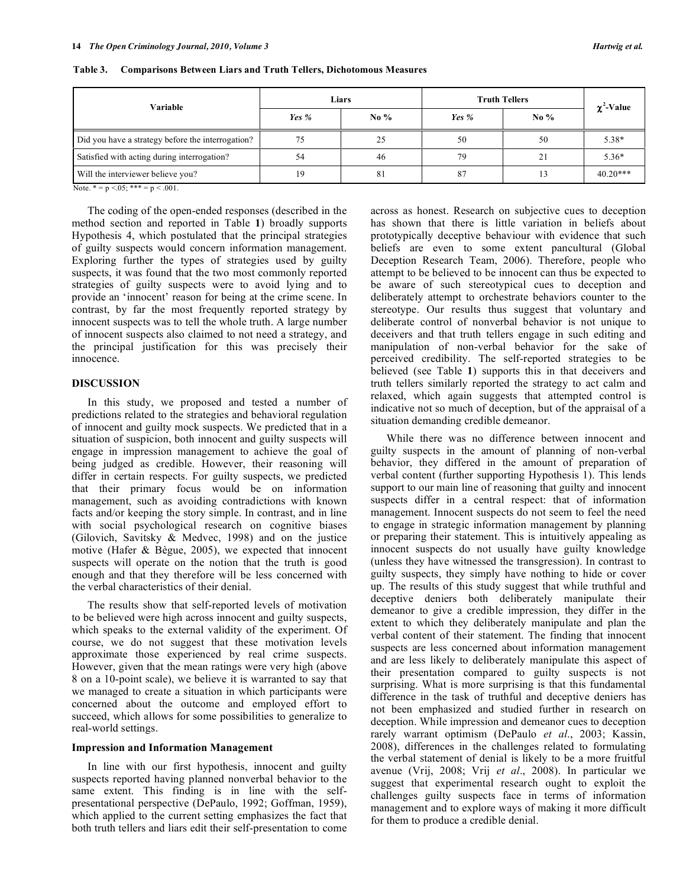**Table 3. Comparisons Between Liars and Truth Tellers, Dichotomous Measures**

| Variable | Liars | | Truth Tellers | | $\chi^2$-Value |
|---|---|---|---|---|---|
| | *Yes %* | No % | *Yes %* | No % | |
| Did you have a strategy before the interrogation? | 75 | 25 | 50 | 50 | 5.38* |
| Satisfied with acting during interrogation? | 54 | 46 | 79 | 21 | 5.36* |
| Will the interviewer believe you? | 19 | 81 | 87 | 13 | 40.20*** |

Note. * = p <.05; *** = p < .001.

The coding of the open-ended responses (described in the method section and reported in Table **1**) broadly supports Hypothesis 4, which postulated that the principal strategies of guilty suspects would concern information management. Exploring further the types of strategies used by guilty suspects, it was found that the two most commonly reported strategies of guilty suspects were to avoid lying and to provide an 'innocent' reason for being at the crime scene. In contrast, by far the most frequently reported strategy by innocent suspects was to tell the whole truth. A large number of innocent suspects also claimed to not need a strategy, and the principal justification for this was precisely their innocence.

## DISCUSSION

In this study, we proposed and tested a number of predictions related to the strategies and behavioral regulation of innocent and guilty mock suspects. We predicted that in a situation of suspicion, both innocent and guilty suspects will engage in impression management to achieve the goal of being judged as credible. However, their reasoning will differ in certain respects. For guilty suspects, we predicted that their primary focus would be on information management, such as avoiding contradictions with known facts and/or keeping the story simple. In contrast, and in line with social psychological research on cognitive biases (Gilovich, Savitsky & Medvec, 1998) and on the justice motive (Hafer & Bègue, 2005), we expected that innocent suspects will operate on the notion that the truth is good enough and that they therefore will be less concerned with the verbal characteristics of their denial.

The results show that self-reported levels of motivation to be believed were high across innocent and guilty suspects, which speaks to the external validity of the experiment. Of course, we do not suggest that these motivation levels approximate those experienced by real crime suspects. However, given that the mean ratings were very high (above 8 on a 10-point scale), we believe it is warranted to say that we managed to create a situation in which participants were concerned about the outcome and employed effort to succeed, which allows for some possibilities to generalize to real-world settings.

### Impression and Information Management

In line with our first hypothesis, innocent and guilty suspects reported having planned nonverbal behavior to the same extent. This finding is in line with the self-presentational perspective (DePaulo, 1992; Goffman, 1959), which applied to the current setting emphasizes the fact that both truth tellers and liars edit their self-presentation to come across as honest. Research on subjective cues to deception has shown that there is little variation in beliefs about prototypically deceptive behaviour with evidence that such beliefs are even to some extent pancultural (Global Deception Research Team, 2006). Therefore, people who attempt to be believed to be innocent can thus be expected to be aware of such stereotypical cues to deception and deliberately attempt to orchestrate behaviors counter to the stereotype. Our results thus suggest that voluntary and deliberate control of nonverbal behavior is not unique to deceivers and that truth tellers engage in such editing and manipulation of non-verbal behavior for the sake of perceived credibility. The self-reported strategies to be believed (see Table **1**) supports this in that deceivers and truth tellers similarly reported the strategy to act calm and relaxed, which again suggests that attempted control is indicative not so much of deception, but of the appraisal of a situation demanding credible demeanor.

While there was no difference between innocent and guilty suspects in the amount of planning of non-verbal behavior, they differed in the amount of preparation of verbal content (further supporting Hypothesis 1). This lends support to our main line of reasoning that guilty and innocent suspects differ in a central respect: that of information management. Innocent suspects do not seem to feel the need to engage in strategic information management by planning or preparing their statement. This is intuitively appealing as innocent suspects do not usually have guilty knowledge (unless they have witnessed the transgression). In contrast to guilty suspects, they simply have nothing to hide or cover up. The results of this study suggest that while truthful and deceptive deniers both deliberately manipulate their demeanor to give a credible impression, they differ in the extent to which they deliberately manipulate and plan the verbal content of their statement. The finding that innocent suspects are less concerned about information management and are less likely to deliberately manipulate this aspect of their presentation compared to guilty suspects is not surprising. What is more surprising is that this fundamental difference in the task of truthful and deceptive deniers has not been emphasized and studied further in research on deception. While impression and demeanor cues to deception rarely warrant optimism (DePaulo *et al*., 2003; Kassin, 2008), differences in the challenges related to formulating the verbal statement of denial is likely to be a more fruitful avenue (Vrij, 2008; Vrij *et al*., 2008). In particular we suggest that experimental research ought to exploit the challenges guilty suspects face in terms of information management and to explore ways of making it more difficult for them to produce a credible denial.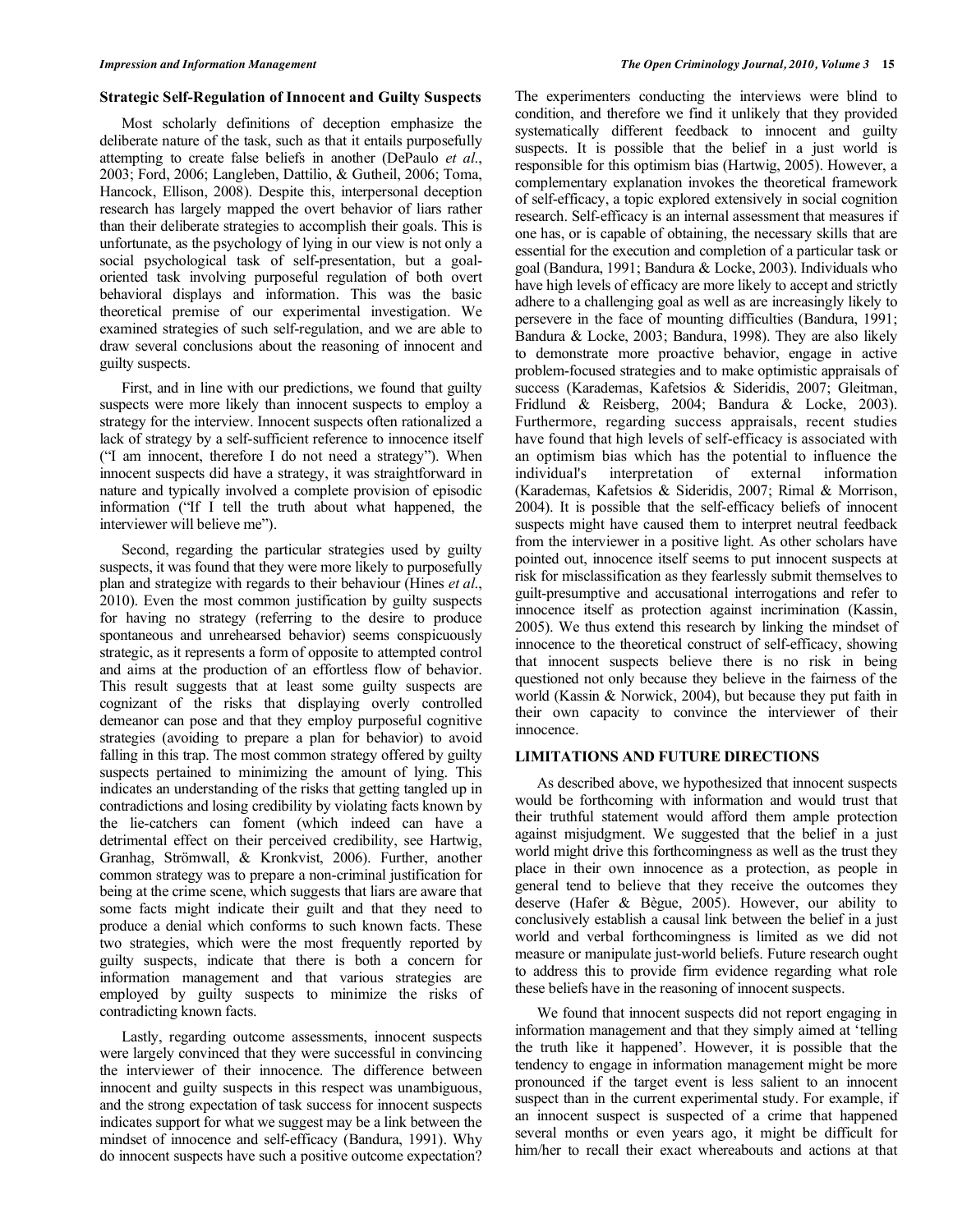### Strategic Self-Regulation of Innocent and Guilty Suspects

Most scholarly definitions of deception emphasize the deliberate nature of the task, such as that it entails purposefully attempting to create false beliefs in another (DePaulo *et al.*, 2003; Ford, 2006; Langleben, Dattilio, & Gutheil, 2006; Toma, Hancock, Ellison, 2008). Despite this, interpersonal deception research has largely mapped the overt behavior of liars rather than their deliberate strategies to accomplish their goals. This is unfortunate, as the psychology of lying in our view is not only a social psychological task of self-presentation, but a goal-oriented task involving purposeful regulation of both overt behavioral displays and information. This was the basic theoretical premise of our experimental investigation. We examined strategies of such self-regulation, and we are able to draw several conclusions about the reasoning of innocent and guilty suspects.

First, and in line with our predictions, we found that guilty suspects were more likely than innocent suspects to employ a strategy for the interview. Innocent suspects often rationalized a lack of strategy by a self-sufficient reference to innocence itself ("I am innocent, therefore I do not need a strategy"). When innocent suspects did have a strategy, it was straightforward in nature and typically involved a complete provision of episodic information ("If I tell the truth about what happened, the interviewer will believe me").

Second, regarding the particular strategies used by guilty suspects, it was found that they were more likely to purposefully plan and strategize with regards to their behaviour (Hines *et al.*, 2010). Even the most common justification by guilty suspects for having no strategy (referring to the desire to produce spontaneous and unrehearsed behavior) seems conspicuously strategic, as it represents a form of opposite to attempted control and aims at the production of an effortless flow of behavior. This result suggests that at least some guilty suspects are cognizant of the risks that displaying overly controlled demeanor can pose and that they employ purposeful cognitive strategies (avoiding to prepare a plan for behavior) to avoid falling in this trap. The most common strategy offered by guilty suspects pertained to minimizing the amount of lying. This indicates an understanding of the risks that getting tangled up in contradictions and losing credibility by violating facts known by the lie-catchers can foment (which indeed can have a detrimental effect on their perceived credibility, see Hartwig, Granhag, Strömwall, & Kronkvist, 2006). Further, another common strategy was to prepare a non-criminal justification for being at the crime scene, which suggests that liars are aware that some facts might indicate their guilt and that they need to produce a denial which conforms to such known facts. These two strategies, which were the most frequently reported by guilty suspects, indicate that there is both a concern for information management and that various strategies are employed by guilty suspects to minimize the risks of contradicting known facts.

Lastly, regarding outcome assessments, innocent suspects were largely convinced that they were successful in convincing the interviewer of their innocence. The difference between innocent and guilty suspects in this respect was unambiguous, and the strong expectation of task success for innocent suspects indicates support for what we suggest may be a link between the mindset of innocence and self-efficacy (Bandura, 1991). Why do innocent suspects have such a positive outcome expectation? The experimenters conducting the interviews were blind to condition, and therefore we find it unlikely that they provided systematically different feedback to innocent and guilty suspects. It is possible that the belief in a just world is responsible for this optimism bias (Hartwig, 2005). However, a complementary explanation invokes the theoretical framework of self-efficacy, a topic explored extensively in social cognition research. Self-efficacy is an internal assessment that measures if one has, or is capable of obtaining, the necessary skills that are essential for the execution and completion of a particular task or goal (Bandura, 1991; Bandura & Locke, 2003). Individuals who have high levels of efficacy are more likely to accept and strictly adhere to a challenging goal as well as are increasingly likely to persevere in the face of mounting difficulties (Bandura, 1991; Bandura & Locke, 2003; Bandura, 1998). They are also likely to demonstrate more proactive behavior, engage in active problem-focused strategies and to make optimistic appraisals of success (Karademas, Kafetsios & Sideridis, 2007; Gleitman, Fridlund & Reisberg, 2004; Bandura & Locke, 2003). Furthermore, regarding success appraisals, recent studies have found that high levels of self-efficacy is associated with an optimism bias which has the potential to influence the individual's interpretation of external information (Karademas, Kafetsios & Sideridis, 2007; Rimal & Morrison, 2004). It is possible that the self-efficacy beliefs of innocent suspects might have caused them to interpret neutral feedback from the interviewer in a positive light. As other scholars have pointed out, innocence itself seems to put innocent suspects at risk for misclassification as they fearlessly submit themselves to guilt-presumptive and accusational interrogations and refer to innocence itself as protection against incrimination (Kassin, 2005). We thus extend this research by linking the mindset of innocence to the theoretical construct of self-efficacy, showing that innocent suspects believe there is no risk in being questioned not only because they believe in the fairness of the world (Kassin & Norwick, 2004), but because they put faith in their own capacity to convince the interviewer of their innocence.

## LIMITATIONS AND FUTURE DIRECTIONS

As described above, we hypothesized that innocent suspects would be forthcoming with information and would trust that their truthful statement would afford them ample protection against misjudgment. We suggested that the belief in a just world might drive this forthcomingness as well as the trust they place in their own innocence as a protection, as people in general tend to believe that they receive the outcomes they deserve (Hafer & Bègue, 2005). However, our ability to conclusively establish a causal link between the belief in a just world and verbal forthcomingness is limited as we did not measure or manipulate just-world beliefs. Future research ought to address this to provide firm evidence regarding what role these beliefs have in the reasoning of innocent suspects.

We found that innocent suspects did not report engaging in information management and that they simply aimed at 'telling the truth like it happened'. However, it is possible that the tendency to engage in information management might be more pronounced if the target event is less salient to an innocent suspect than in the current experimental study. For example, if an innocent suspect is suspected of a crime that happened several months or even years ago, it might be difficult for him/her to recall their exact whereabouts and actions at that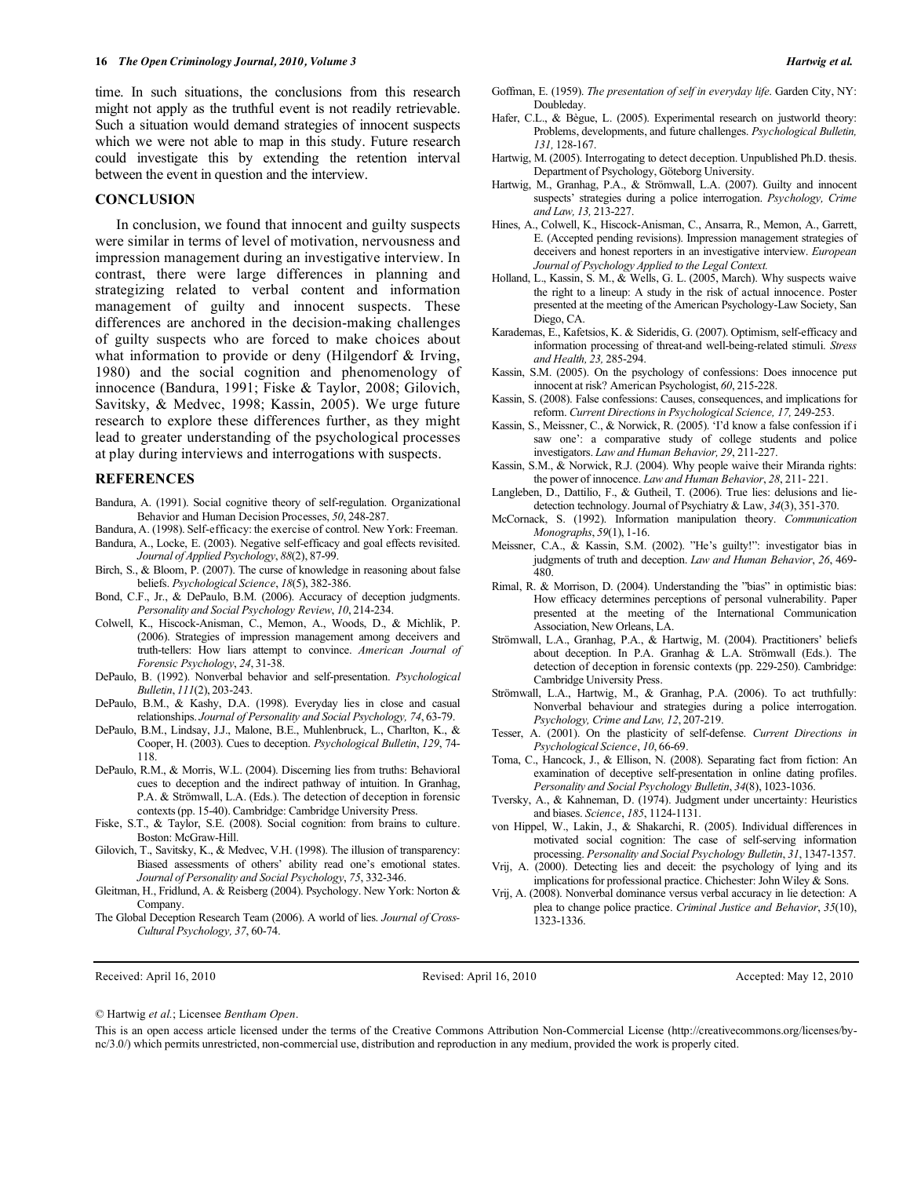time. In such situations, the conclusions from this research might not apply as the truthful event is not readily retrievable. Such a situation would demand strategies of innocent suspects which we were not able to map in this study. Future research could investigate this by extending the retention interval between the event in question and the interview.

## CONCLUSION

In conclusion, we found that innocent and guilty suspects were similar in terms of level of motivation, nervousness and impression management during an investigative interview. In contrast, there were large differences in planning and strategizing related to verbal content and information management of guilty and innocent suspects. These differences are anchored in the decision-making challenges of guilty suspects who are forced to make choices about what information to provide or deny (Hilgendorf & Irving, 1980) and the social cognition and phenomenology of innocence (Bandura, 1991; Fiske & Taylor, 2008; Gilovich, Savitsky, & Medvec, 1998; Kassin, 2005). We urge future research to explore these differences further, as they might lead to greater understanding of the psychological processes at play during interviews and interrogations with suspects.

## REFERENCES

Bandura, A. (1991). Social cognitive theory of self-regulation. Organizational Behavior and Human Decision Processes, *50*, 248-287.

Bandura, A. (1998). Self-efficacy: the exercise of control. New York: Freeman.

Bandura, A., Locke, E. (2003). Negative self-efficacy and goal effects revisited. *Journal of Applied Psychology*, *88*(2), 87-99.

Birch, S., & Bloom, P. (2007). The curse of knowledge in reasoning about false beliefs. *Psychological Science*, *18*(5), 382-386.

Bond, C.F., Jr., & DePaulo, B.M. (2006). Accuracy of deception judgments. *Personality and Social Psychology Review*, *10*, 214-234.

Colwell, K., Hiscock-Anisman, C., Memon, A., Woods, D., & Michlik, P. (2006). Strategies of impression management among deceivers and truth-tellers: How liars attempt to convince. *American Journal of Forensic Psychology*, *24*, 31-38.

DePaulo, B. (1992). Nonverbal behavior and self-presentation. *Psychological Bulletin*, *111*(2), 203-243.

DePaulo, B.M., & Kashy, D.A. (1998). Everyday lies in close and casual relationships. *Journal of Personality and Social Psychology, 74*, 63-79.

DePaulo, B.M., Lindsay, J.J., Malone, B.E., Muhlenbruck, L., Charlton, K., & Cooper, H. (2003). Cues to deception. *Psychological Bulletin*, *129*, 74-118.

DePaulo, R.M., & Morris, W.L. (2004). Discerning lies from truths: Behavioral cues to deception and the indirect pathway of intuition. In Granhag, P.A. & Strömwall, L.A. (Eds.). The detection of deception in forensic contexts (pp. 15-40). Cambridge: Cambridge University Press.

Fiske, S.T., & Taylor, S.E. (2008). Social cognition: from brains to culture. Boston: McGraw-Hill.

Gilovich, T., Savitsky, K., & Medvec, V.H. (1998). The illusion of transparency: Biased assessments of others' ability read one's emotional states. *Journal of Personality and Social Psychology*, *75*, 332-346.

Gleitman, H., Fridlund, A. & Reisberg (2004). Psychology. New York: Norton & Company.

The Global Deception Research Team (2006). A world of lies. *Journal of Cross-Cultural Psychology, 37*, 60-74.

Goffman, E. (1959). *The presentation of self in everyday life*. Garden City, NY: Doubleday.

Hafer, C.L., & Bègue, L. (2005). Experimental research on justworld theory: Problems, developments, and future challenges. *Psychological Bulletin, 131,* 128-167.

Hartwig, M. (2005). Interrogating to detect deception. Unpublished Ph.D. thesis. Department of Psychology, Göteborg University.

Hartwig, M., Granhag, P.A., & Strömwall, L.A. (2007). Guilty and innocent suspects' strategies during a police interrogation. *Psychology, Crime and Law, 13,* 213-227.

Hines, A., Colwell, K., Hiscock-Anisman, C., Ansarra, R., Memon, A., Garrett, E. (Accepted pending revisions). Impression management strategies of deceivers and honest reporters in an investigative interview. *European Journal of Psychology Applied to the Legal Context.*

Holland, L., Kassin, S. M., & Wells, G. L. (2005, March). Why suspects waive the right to a lineup: A study in the risk of actual innocence. Poster presented at the meeting of the American Psychology-Law Society, San Diego, CA.

Karademas, E., Kafetsios, K. & Sideridis, G. (2007). Optimism, self-efficacy and information processing of threat-and well-being-related stimuli. *Stress and Health, 23,* 285-294.

Kassin, S.M. (2005). On the psychology of confessions: Does innocence put innocent at risk? American Psychologist, *60*, 215-228.

Kassin, S. (2008). False confessions: Causes, consequences, and implications for reform. *Current Directions in Psychological Science, 17,* 249-253.

Kassin, S., Meissner, C., & Norwick, R. (2005). 'I'd know a false confession if i saw one': a comparative study of college students and police investigators. *Law and Human Behavior, 29*, 211-227.

Kassin, S.M., & Norwick, R.J. (2004). Why people waive their Miranda rights: the power of innocence. *Law and Human Behavior*, *28*, 211- 221.

Langleben, D., Dattilio, F., & Gutheil, T. (2006). True lies: delusions and lie-detection technology. Journal of Psychiatry & Law, *34*(3), 351-370.

McCornack, S. (1992). Information manipulation theory. *Communication Monographs*, *59*(1), 1-16.

Meissner, C.A., & Kassin, S.M. (2002). "He's guilty!": investigator bias in judgments of truth and deception. *Law and Human Behavior*, *26*, 469-480.

Rimal, R. & Morrison, D. (2004). Understanding the "bias" in optimistic bias: How efficacy determines perceptions of personal vulnerability. Paper presented at the meeting of the International Communication Association, New Orleans, LA.

Strömwall, L.A., Granhag, P.A., & Hartwig, M. (2004). Practitioners' beliefs about deception. In P.A. Granhag & L.A. Strömwall (Eds.). The detection of deception in forensic contexts (pp. 229-250). Cambridge: Cambridge University Press.

Strömwall, L.A., Hartwig, M., & Granhag, P.A. (2006). To act truthfully: Nonverbal behaviour and strategies during a police interrogation. *Psychology, Crime and Law, 12*, 207-219.

Tesser, A. (2001). On the plasticity of self-defense. *Current Directions in Psychological Science*, *10*, 66-69.

Toma, C., Hancock, J., & Ellison, N. (2008). Separating fact from fiction: An examination of deceptive self-presentation in online dating profiles. *Personality and Social Psychology Bulletin*, *34*(8), 1023-1036.

Tversky, A., & Kahneman, D. (1974). Judgment under uncertainty: Heuristics and biases. *Science*, *185*, 1124-1131.

von Hippel, W., Lakin, J., & Shakarchi, R. (2005). Individual differences in motivated social cognition: The case of self-serving information processing. *Personality and Social Psychology Bulletin*, *31*, 1347-1357.

Vrij, A. (2000). Detecting lies and deceit: the psychology of lying and its implications for professional practice. Chichester: John Wiley & Sons.

Vrij, A. (2008). Nonverbal dominance versus verbal accuracy in lie detection: A plea to change police practice. *Criminal Justice and Behavior*, *35*(10), 1323-1336.

Received: April 16, 2010 Revised: April 16, 2010 Accepted: May 12, 2010

© Hartwig *et al.*; Licensee *Bentham Open*.

This is an open access article licensed under the terms of the Creative Commons Attribution Non-Commercial License (http://creativecommons.org/licenses/by-nc/3.0/) which permits unrestricted, non-commercial use, distribution and reproduction in any medium, provided the work is properly cited.